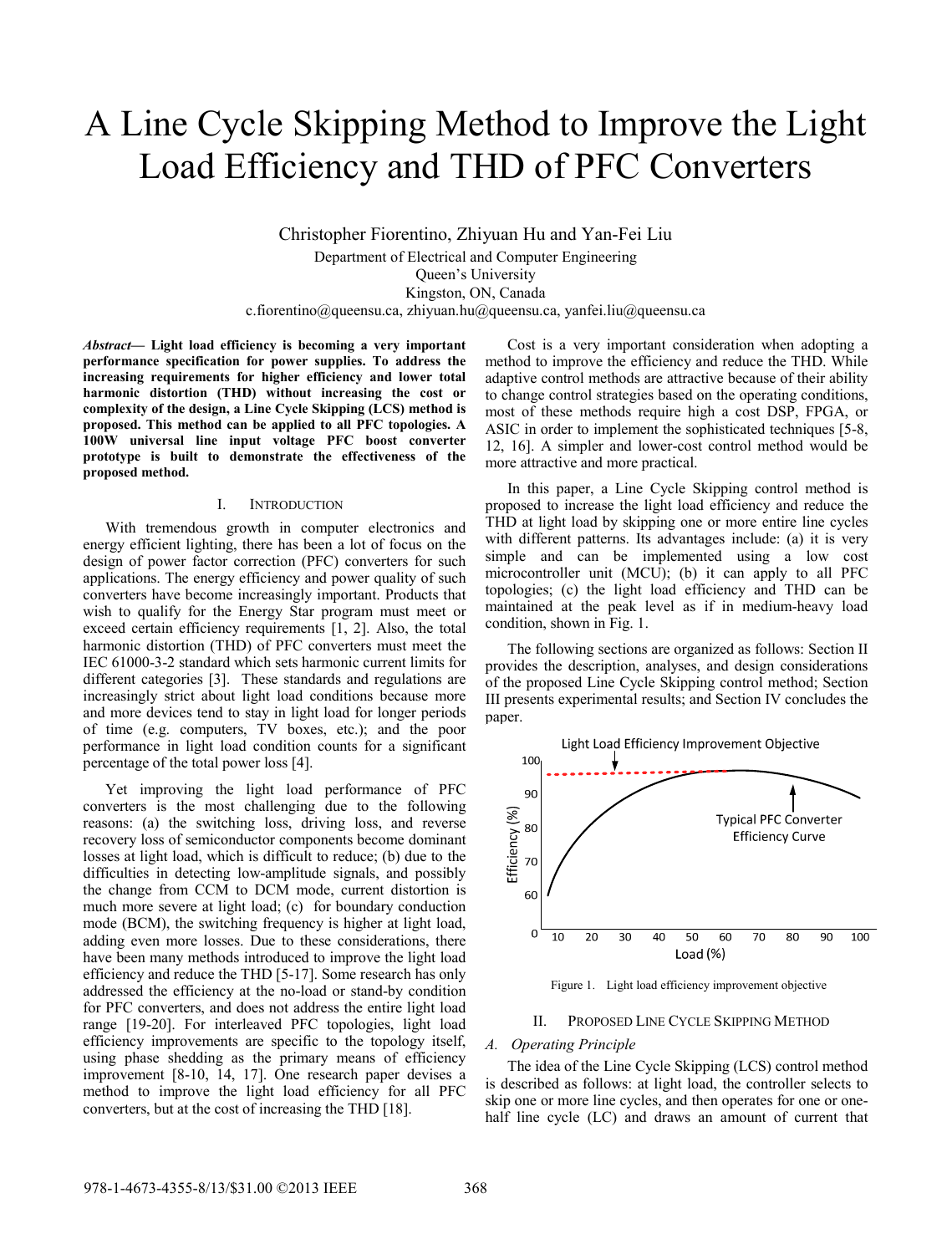# A Line Cycle Skipping Method to Improve the Light Load Efficiency and THD of PFC Converters

Christopher Fiorentino, Zhiyuan Hu and Yan-Fei Liu

Department of Electrical and Computer Engineering
Queen's University
Kingston, ON, Canada
c.fiorentino@queensu.ca, zhiyuan.hu@queensu.ca, yanfei.liu@queensu.ca

***Abstract*— Light load efficiency is becoming a very important performance specification for power supplies. To address the increasing requirements for higher efficiency and lower total harmonic distortion (THD) without increasing the cost or complexity of the design, a Line Cycle Skipping (LCS) method is proposed. This method can be applied to all PFC topologies. A 100W universal line input voltage PFC boost converter prototype is built to demonstrate the effectiveness of the proposed method.**

## I. Introduction

With tremendous growth in computer electronics and energy efficient lighting, there has been a lot of focus on the design of power factor correction (PFC) converters for such applications. The energy efficiency and power quality of such converters have become increasingly important. Products that wish to qualify for the Energy Star program must meet or exceed certain efficiency requirements [1, 2]. Also, the total harmonic distortion (THD) of PFC converters must meet the IEC 61000-3-2 standard which sets harmonic current limits for different categories [3]. These standards and regulations are increasingly strict about light load conditions because more and more devices tend to stay in light load for longer periods of time (e.g. computers, TV boxes, etc.); and the poor performance in light load condition counts for a significant percentage of the total power loss [4].

Yet improving the light load performance of PFC converters is the most challenging due to the following reasons: (a) the switching loss, driving loss, and reverse recovery loss of semiconductor components become dominant losses at light load, which is difficult to reduce; (b) due to the difficulties in detecting low-amplitude signals, and possibly the change from CCM to DCM mode, current distortion is much more severe at light load; (c) for boundary conduction mode (BCM), the switching frequency is higher at light load, adding even more losses. Due to these considerations, there have been many methods introduced to improve the light load efficiency and reduce the THD [5-17]. Some research has only addressed the efficiency at the no-load or stand-by condition for PFC converters, and does not address the entire light load range [19-20]. For interleaved PFC topologies, light load efficiency improvements are specific to the topology itself, using phase shedding as the primary means of efficiency improvement [8-10, 14, 17]. One research paper devises a method to improve the light load efficiency for all PFC converters, but at the cost of increasing the THD [18].

Cost is a very important consideration when adopting a method to improve the efficiency and reduce the THD. While adaptive control methods are attractive because of their ability to change control strategies based on the operating conditions, most of these methods require high a cost DSP, FPGA, or ASIC in order to implement the sophisticated techniques [5-8, 12, 16]. A simpler and lower-cost control method would be more attractive and more practical.

In this paper, a Line Cycle Skipping control method is proposed to increase the light load efficiency and reduce the THD at light load by skipping one or more entire line cycles with different patterns. Its advantages include: (a) it is very simple and can be implemented using a low cost microcontroller unit (MCU); (b) it can apply to all PFC topologies; (c) the light load efficiency and THD can be maintained at the peak level as if in medium-heavy load condition, shown in Fig. 1.

The following sections are organized as follows: Section II provides the description, analyses, and design considerations of the proposed Line Cycle Skipping control method; Section III presents experimental results; and Section IV concludes the paper.

Figure 1. Light load efficiency improvement objective

## II. Proposed Line Cycle Skipping Method

### *A. Operating Principle*

The idea of the Line Cycle Skipping (LCS) control method is described as follows: at light load, the controller selects to skip one or more line cycles, and then operates for one or one-half line cycle (LC) and draws an amount of current that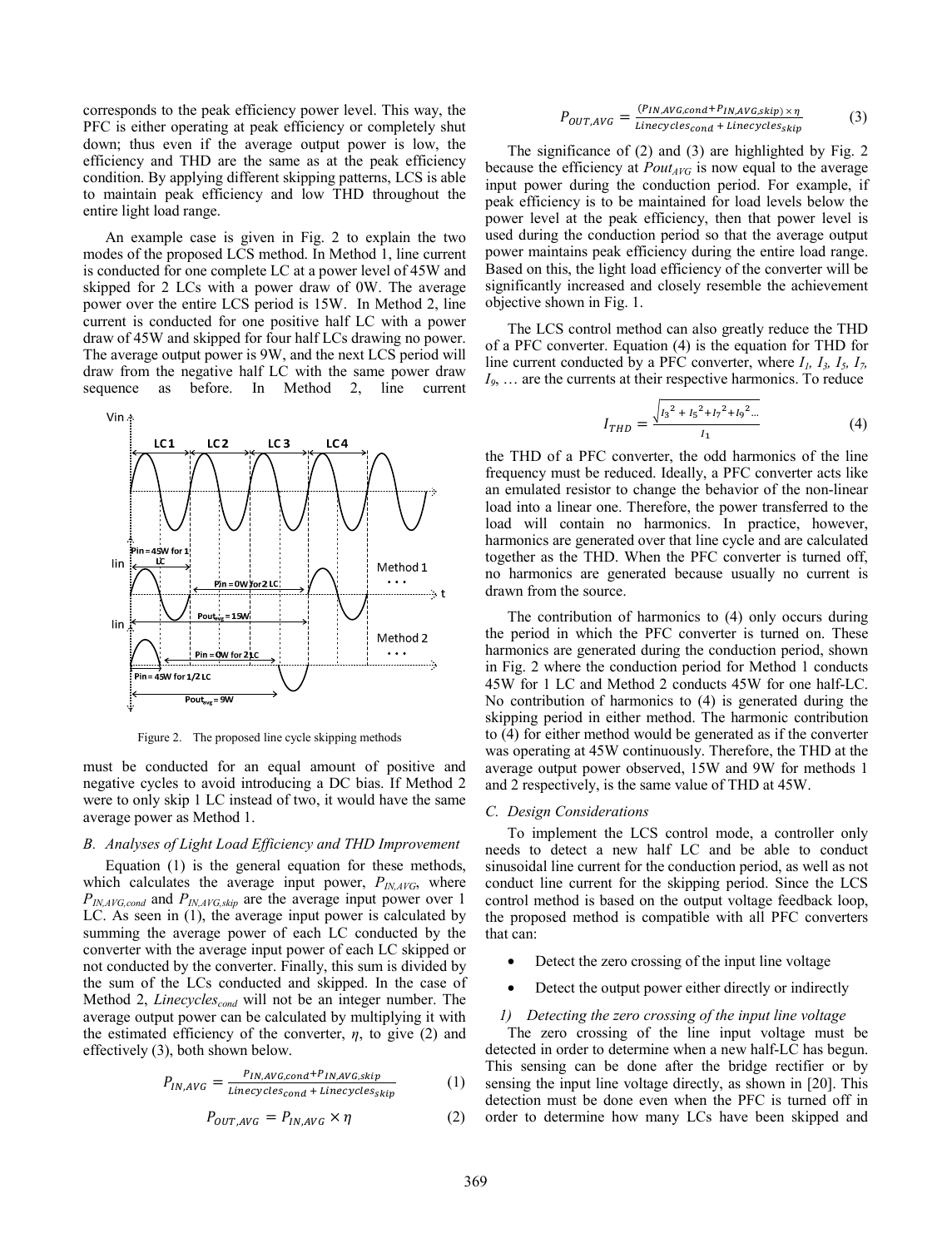corresponds to the peak efficiency power level. This way, the PFC is either operating at peak efficiency or completely shut down; thus even if the average output power is low, the efficiency and THD are the same as at the peak efficiency condition. By applying different skipping patterns, LCS is able to maintain peak efficiency and low THD throughout the entire light load range.

An example case is given in Fig. 2 to explain the two modes of the proposed LCS method. In Method 1, line current is conducted for one complete LC at a power level of 45W and skipped for 2 LCs with a power draw of 0W. The average power over the entire LCS period is 15W. In Method 2, line current is conducted for one positive half LC with a power draw of 45W and skipped for four half LCs drawing no power. The average output power is 9W, and the next LCS period will draw from the negative half LC with the same power draw sequence as before. In Method 2, line current must be conducted for an equal amount of positive and negative cycles to avoid introducing a DC bias. If Method 2 were to only skip 1 LC instead of two, it would have the same average power as Method 1.

Figure 2. The proposed line cycle skipping methods

### B. Analyses of Light Load Efficiency and THD Improvement

Equation (1) is the general equation for these methods, which calculates the average input power, $P_{IN,AVG}$, where $P_{IN,AVG,cond}$ and $P_{IN,AVG,skip}$ are the average input power over 1 LC. As seen in (1), the average input power is calculated by summing the average power of each LC conducted by the converter with the average input power of each LC skipped or not conducted by the converter. Finally, this sum is divided by the sum of the LCs conducted and skipped. In the case of Method 2, $Linecycles_{cond}$ will not be an integer number. The average output power can be calculated by multiplying it with the estimated efficiency of the converter, $\eta$, to give (2) and effectively (3), both shown below.

$$P_{IN,AVG} = \frac{P_{IN,AVG,cond} + P_{IN,AVG,skip}}{Linecycles_{cond} + Linecycles_{skip}} \quad (1)$$

$$P_{OUT,AVG} = P_{IN,AVG} \times \eta \quad (2)$$

$$P_{OUT,AVG} = \frac{(P_{IN,AVG,cond} + P_{IN,AVG,skip}) \times \eta}{Linecycles_{cond} + Linecycles_{skip}} \quad (3)$$

The significance of (2) and (3) are highlighted by Fig. 2 because the efficiency at $Pout_{AVG}$ is now equal to the average input power during the conduction period. For example, if peak efficiency is to be maintained for load levels below the power level at the peak efficiency, then that power level is used during the conduction period so that the average output power maintains peak efficiency during the entire load range. Based on this, the light load efficiency of the converter will be significantly increased and closely resemble the achievement objective shown in Fig. 1.

The LCS control method can also greatly reduce the THD of a PFC converter. Equation (4) is the equation for THD for line current conducted by a PFC converter, where $I_1$, $I_3$, $I_5$, $I_7$, $I_9$, … are the currents at their respective harmonics. To reduce the THD of a PFC converter, the odd harmonics of the line frequency must be reduced. Ideally, a PFC converter acts like an emulated resistor to change the behavior of the non-linear load into a linear one. Therefore, the power transferred to the load will contain no harmonics. In practice, however, harmonics are generated over that line cycle and are calculated together as the THD. When the PFC converter is turned off, no harmonics are generated because usually no current is drawn from the source.

$$I_{THD} = \frac{\sqrt{I_3^2 + I_5^2 + I_7^2 + I_9^2 \ldots}}{I_1} \quad (4)$$

The contribution of harmonics to (4) only occurs during the period in which the PFC converter is turned on. These harmonics are generated during the conduction period, shown in Fig. 2 where the conduction period for Method 1 conducts 45W for 1 LC and Method 2 conducts 45W for one half-LC. No contribution of harmonics to (4) is generated during the skipping period in either method. The harmonic contribution to (4) for either method would be generated as if the converter was operating at 45W continuously. Therefore, the THD at the average output power observed, 15W and 9W for methods 1 and 2 respectively, is the same value of THD at 45W.

### C. Design Considerations

To implement the LCS control mode, a controller only needs to detect a new half LC and be able to conduct sinusoidal line current for the conduction period, as well as not conduct line current for the skipping period. Since the LCS control method is based on the output voltage feedback loop, the proposed method is compatible with all PFC converters that can:

- Detect the zero crossing of the input line voltage
- Detect the output power either directly or indirectly

#### 1) Detecting the zero crossing of the input line voltage

The zero crossing of the line input voltage must be detected in order to determine when a new half-LC has begun. This sensing can be done after the bridge rectifier or by sensing the input line voltage directly, as shown in [20]. This detection must be done even when the PFC is turned off in order to determine how many LCs have been skipped and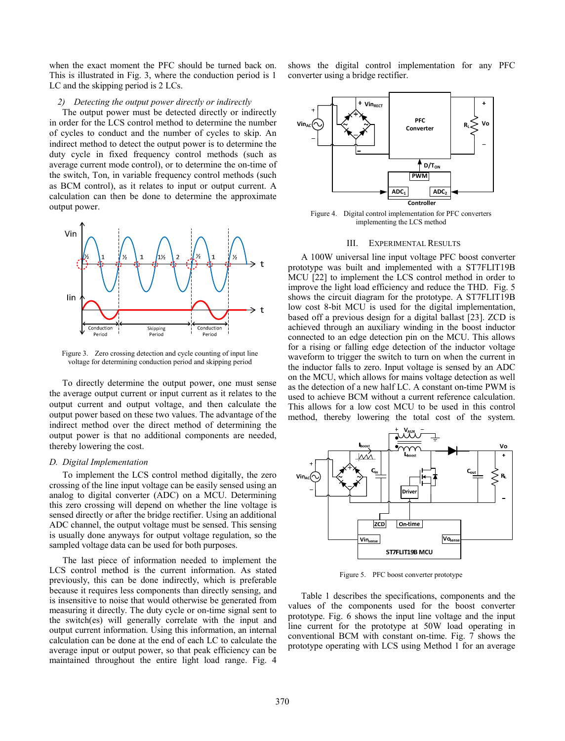when the exact moment the PFC should be turned back on. This is illustrated in Fig. 3, where the conduction period is 1 LC and the skipping period is 2 LCs.

*2) Detecting the output power directly or indirectly*

The output power must be detected directly or indirectly in order for the LCS control method to determine the number of cycles to conduct and the number of cycles to skip. An indirect method to detect the output power is to determine the duty cycle in fixed frequency control methods (such as average current mode control), or to determine the on-time of the switch, Ton, in variable frequency control methods (such as BCM control), as it relates to input or output current. A calculation can then be done to determine the approximate output power.

Vin

½ 1 ½ 1 1½ 2 ½ 1 ½

t

Iin

t

Conduction Period

Skipping Period

Conduction Period

Figure 3. Zero crossing detection and cycle counting of input line voltage for determining conduction period and skipping period

To directly determine the output power, one must sense the average output current or input current as it relates to the output current and output voltage, and then calculate the output power based on these two values. The advantage of the indirect method over the direct method of determining the output power is that no additional components are needed, thereby lowering the cost.

### *D. Digital Implementation*

To implement the LCS control method digitally, the zero crossing of the line input voltage can be easily sensed using an analog to digital converter (ADC) on a MCU. Determining this zero crossing will depend on whether the line voltage is sensed directly or after the bridge rectifier. Using an additional ADC channel, the output voltage must be sensed. This sensing is usually done anyways for output voltage regulation, so the sampled voltage data can be used for both purposes.

The last piece of information needed to implement the LCS control method is the current information. As stated previously, this can be done indirectly, which is preferable because it requires less components than directly sensing, and is insensitive to noise that would otherwise be generated from measuring it directly. The duty cycle or on-time signal sent to the switch(es) will generally correlate with the input and output current information. Using this information, an internal calculation can be done at the end of each LC to calculate the average input or output power, so that peak efficiency can be maintained throughout the entire light load range. Fig. 4 shows the digital control implementation for any PFC converter using a bridge rectifier.

$Vin_{AC}$

$Vin_{RECT}$

PFC Converter

$R_L$

Vo

$D/T_{ON}$

PWM

$ADC_1$

$ADC_2$

Controller

Figure 4. Digital control implementation for PFC converters implementing the LCS method

## III. Experimental Results

A 100W universal line input voltage PFC boost converter prototype was built and implemented with a ST7FLIT19B MCU [22] to implement the LCS control method in order to improve the light load efficiency and reduce the THD. Fig. 5 shows the circuit diagram for the prototype. A ST7FLIT19B low cost 8-bit MCU is used for the digital implementation, based off a previous design for a digital ballast [23]. ZCD is achieved through an auxiliary winding in the boost inductor connected to an edge detection pin on the MCU. This allows for a rising or falling edge detection of the inductor voltage waveform to trigger the switch to turn on when the current in the inductor falls to zero. Input voltage is sensed by an ADC on the MCU, which allows for mains voltage detection as well as the detection of a new half LC. A constant on-time PWM is used to achieve BCM without a current reference calculation. This allows for a low cost MCU to be used in this control method, thereby lowering the total cost of the system.

$V_{AUX}$

$I_{boost}$

$L_{boost}$

Vo

$Vin_{AC}$

$C_{in}$

$C_{out}$

$R_L$

Driver

ZCD

On-time

$Vin_{sense}$

$Vo_{sense}$

ST7FLIT19B MCU

Figure 5. PFC boost converter prototype

Table 1 describes the specifications, components and the values of the components used for the boost converter prototype. Fig. 6 shows the input line voltage and the input line current for the prototype at 50W load operating in conventional BCM with constant on-time. Fig. 7 shows the prototype operating with LCS using Method 1 for an average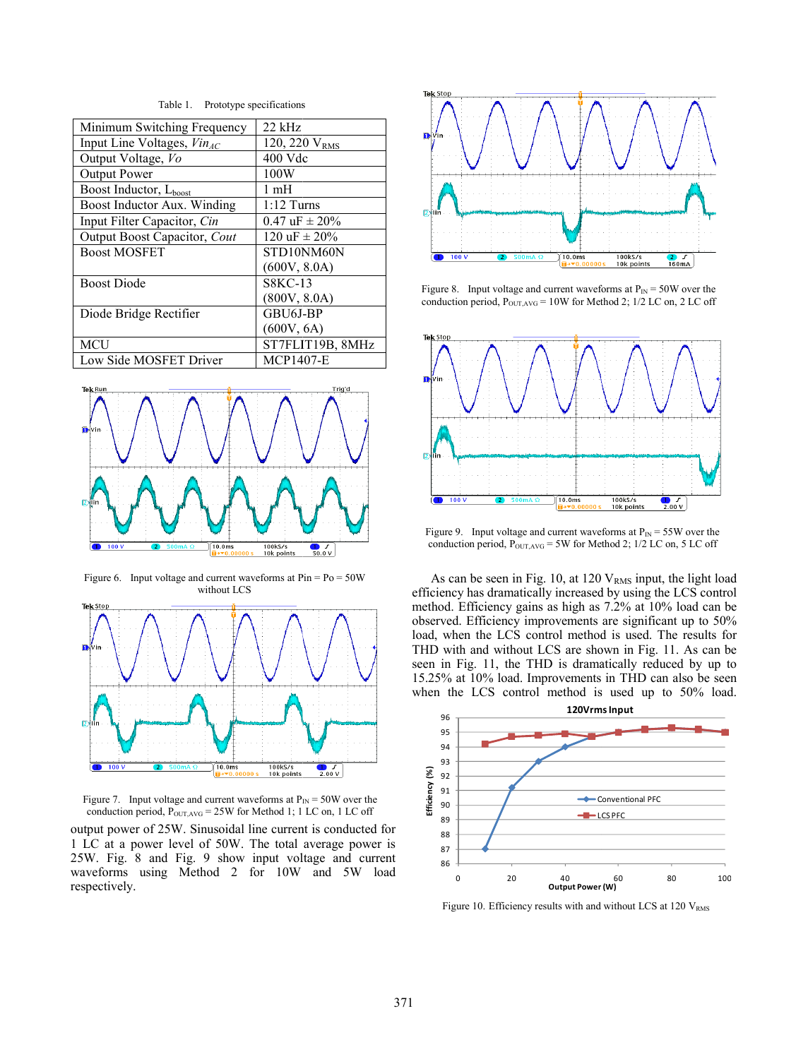Table 1. Prototype specifications

| Minimum Switching Frequency | 22 kHz |
|---|---|
| Input Line Voltages, $Vin_{AC}$ | 120, 220 $V_{RMS}$ |
| Output Voltage, *Vo* | 400 Vdc |
| Output Power | 100W |
| Boost Inductor, $L_{boost}$ | 1 mH |
| Boost Inductor Aux. Winding | 1:12 Turns |
| Input Filter Capacitor, *Cin* | 0.47 uF ± 20% |
| Output Boost Capacitor, *Cout* | 120 uF ± 20% |
| Boost MOSFET | STD10NM60N (600V, 8.0A) |
| Boost Diode | S8KC-13 (800V, 8.0A) |
| Diode Bridge Rectifier | GBU6J-BP (600V, 6A) |
| MCU | ST7FLIT19B, 8MHz |
| Low Side MOSFET Driver | MCP1407-E |

Figure 6. Input voltage and current waveforms at Pin = Po = 50W without LCS

Figure 7. Input voltage and current waveforms at $P_{IN}$ = 50W over the conduction period, $P_{OUT,AVG}$ = 25W for Method 1; 1 LC on, 1 LC off

output power of 25W. Sinusoidal line current is conducted for 1 LC at a power level of 50W. The total average power is 25W. Fig. 8 and Fig. 9 show input voltage and current waveforms using Method 2 for 10W and 5W load respectively.

Figure 8. Input voltage and current waveforms at $P_{IN}$ = 50W over the conduction period, $P_{OUT,AVG}$ = 10W for Method 2; 1/2 LC on, 2 LC off

Figure 9. Input voltage and current waveforms at $P_{IN}$ = 55W over the conduction period, $P_{OUT,AVG}$ = 5W for Method 2; 1/2 LC on, 5 LC off

As can be seen in Fig. 10, at 120 $V_{RMS}$ input, the light load efficiency has dramatically increased by using the LCS control method. Efficiency gains as high as 7.2% at 10% load can be observed. Efficiency improvements are significant up to 50% load, when the LCS control method is used. The results for THD with and without LCS are shown in Fig. 11. As can be seen in Fig. 11, the THD is dramatically reduced by up to 15.25% at 10% load. Improvements in THD can also be seen when the LCS control method is used up to 50% load.

Figure 10. Efficiency results with and without LCS at 120 $V_{RMS}$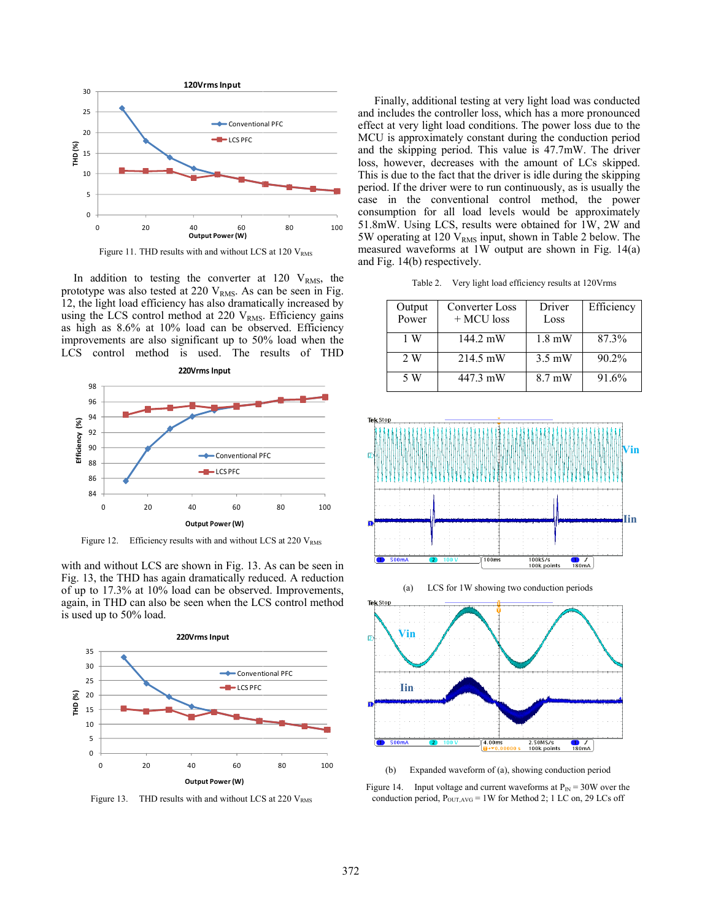Figure 11. THD results with and without LCS at 120 $V_{RMS}$

In addition to testing the converter at 120 $V_{RMS}$, the prototype was also tested at 220 $V_{RMS}$. As can be seen in Fig. 12, the light load efficiency has also dramatically increased by using the LCS control method at 220 $V_{RMS}$. Efficiency gains as high as 8.6% at 10% load can be observed. Efficiency improvements are also significant up to 50% load when the LCS control method is used. The results of THD with and without LCS are shown in Fig. 13. As can be seen in Fig. 13, the THD has again dramatically reduced. A reduction of up to 17.3% at 10% load can be observed. Improvements, again, in THD can also be seen when the LCS control method is used up to 50% load.

Figure 12. Efficiency results with and without LCS at 220 $V_{RMS}$

Figure 13. THD results with and without LCS at 220 $V_{RMS}$

Finally, additional testing at very light load was conducted and includes the controller loss, which has a more pronounced effect at very light load conditions. The power loss due to the MCU is approximately constant during the conduction period and the skipping period. This value is 47.7mW. The driver loss, however, decreases with the amount of LCs skipped. This is due to the fact that the driver is idle during the skipping period. If the driver were to run continuously, as is usually the case in the conventional control method, the power consumption for all load levels would be approximately 51.8mW. Using LCS, results were obtained for 1W, 2W and 5W operating at 120 $V_{RMS}$ input, shown in Table 2 below. The measured waveforms at 1W output are shown in Fig. 14(a) and Fig. 14(b) respectively.

Table 2. Very light load efficiency results at 120Vrms

| Output Power | Converter Loss + MCU loss | Driver Loss | Efficiency |
|---|---|---|---|
| 1 W | 144.2 mW | 1.8 mW | 87.3% |
| 2 W | 214.5 mW | 3.5 mW | 90.2% |
| 5 W | 447.3 mW | 8.7 mW | 91.6% |

(a) LCS for 1W showing two conduction periods

(b) Expanded waveform of (a), showing conduction period

Figure 14. Input voltage and current waveforms at $P_{IN}$ = 30W over the conduction period, $P_{OUT,AVG}$ = 1W for Method 2; 1 LC on, 29 LCs off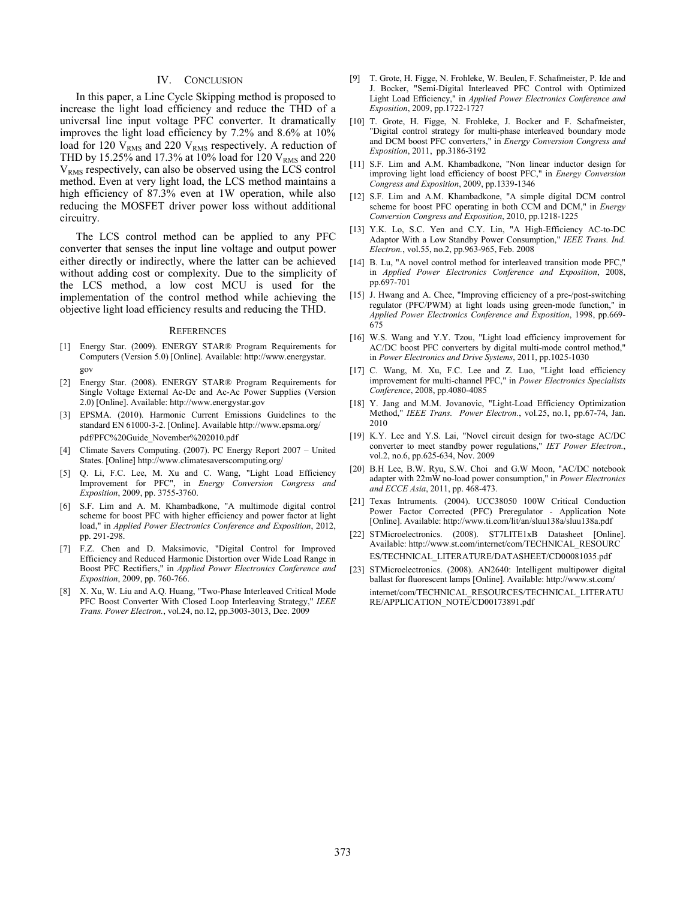## IV. Conclusion

In this paper, a Line Cycle Skipping method is proposed to increase the light load efficiency and reduce the THD of a universal line input voltage PFC converter. It dramatically improves the light load efficiency by 7.2% and 8.6% at 10% load for 120 $V_{RMS}$ and 220 $V_{RMS}$ respectively. A reduction of THD by 15.25% and 17.3% at 10% load for 120 $V_{RMS}$ and 220 $V_{RMS}$ respectively, can also be observed using the LCS control method. Even at very light load, the LCS method maintains a high efficiency of 87.3% even at 1W operation, while also reducing the MOSFET driver power loss without additional circuitry.

The LCS control method can be applied to any PFC converter that senses the input line voltage and output power either directly or indirectly, where the latter can be achieved without adding cost or complexity. Due to the simplicity of the LCS method, a low cost MCU is used for the implementation of the control method while achieving the objective light load efficiency results and reducing the THD.

## References

[1] Energy Star. (2009). ENERGY STAR® Program Requirements for Computers (Version 5.0) [Online]. Available: http://www.energystar.gov

[2] Energy Star. (2008). ENERGY STAR® Program Requirements for Single Voltage External Ac-Dc and Ac-Ac Power Supplies (Version 2.0) [Online]. Available: http://www.energystar.gov

[3] EPSMA. (2010). Harmonic Current Emissions Guidelines to the standard EN 61000-3-2. [Online]. Available http://www.epsma.org/pdf/PFC%20Guide_November%202010.pdf

[4] Climate Savers Computing. (2007). PC Energy Report 2007 – United States. [Online] http://www.climatesaverscomputing.org/

[5] Q. Li, F.C. Lee, M. Xu and C. Wang, "Light Load Efficiency Improvement for PFC", in *Energy Conversion Congress and Exposition*, 2009, pp. 3755-3760.

[6] S.F. Lim and A. M. Khambadkone, "A multimode digital control scheme for boost PFC with higher efficiency and power factor at light load," in *Applied Power Electronics Conference and Exposition*, 2012, pp. 291-298.

[7] F.Z. Chen and D. Maksimovic, "Digital Control for Improved Efficiency and Reduced Harmonic Distortion over Wide Load Range in Boost PFC Rectifiers," in *Applied Power Electronics Conference and Exposition*, 2009, pp. 760-766.

[8] X. Xu, W. Liu and A.Q. Huang, "Two-Phase Interleaved Critical Mode PFC Boost Converter With Closed Loop Interleaving Strategy," *IEEE Trans. Power Electron.*, vol.24, no.12, pp.3003-3013, Dec. 2009

[9] T. Grote, H. Figge, N. Frohleke, W. Beulen, F. Schafmeister, P. Ide and J. Bocker, "Semi-Digital Interleaved PFC Control with Optimized Light Load Efficiency," in *Applied Power Electronics Conference and Exposition*, 2009, pp.1722-1727

[10] T. Grote, H. Figge, N. Frohleke, J. Bocker and F. Schafmeister, "Digital control strategy for multi-phase interleaved boundary mode and DCM boost PFC converters," in *Energy Conversion Congress and Exposition*, 2011, pp.3186-3192

[11] S.F. Lim and A.M. Khambadkone, "Non linear inductor design for improving light load efficiency of boost PFC," in *Energy Conversion Congress and Exposition*, 2009, pp.1339-1346

[12] S.F. Lim and A.M. Khambadkone, "A simple digital DCM control scheme for boost PFC operating in both CCM and DCM," in *Energy Conversion Congress and Exposition*, 2010, pp.1218-1225

[13] Y.K. Lo, S.C. Yen and C.Y. Lin, "A High-Efficiency AC-to-DC Adaptor With a Low Standby Power Consumption," *IEEE Trans. Ind. Electron.*, vol.55, no.2, pp.963-965, Feb. 2008

[14] B. Lu, "A novel control method for interleaved transition mode PFC," in *Applied Power Electronics Conference and Exposition*, 2008, pp.697-701

[15] J. Hwang and A. Chee, "Improving efficiency of a pre-/post-switching regulator (PFC/PWM) at light loads using green-mode function," in *Applied Power Electronics Conference and Exposition*, 1998, pp.669-675

[16] W.S. Wang and Y.Y. Tzou, "Light load efficiency improvement for AC/DC boost PFC converters by digital multi-mode control method," in *Power Electronics and Drive Systems*, 2011, pp.1025-1030

[17] C. Wang, M. Xu, F.C. Lee and Z. Luo, "Light load efficiency improvement for multi-channel PFC," in *Power Electronics Specialists Conference*, 2008, pp.4080-4085

[18] Y. Jang and M.M. Jovanovic, "Light-Load Efficiency Optimization Method," *IEEE Trans. Power Electron.*, vol.25, no.1, pp.67-74, Jan. 2010

[19] K.Y. Lee and Y.S. Lai, "Novel circuit design for two-stage AC/DC converter to meet standby power regulations," *IET Power Electron.*, vol.2, no.6, pp.625-634, Nov. 2009

[20] B.H Lee, B.W. Ryu, S.W. Choi and G.W Moon, "AC/DC notebook adapter with 22mW no-load power consumption," in *Power Electronics and ECCE Asia*, 2011, pp. 468-473.

[21] Texas Intruments. (2004). UCC38050 100W Critical Conduction Power Factor Corrected (PFC) Preregulator - Application Note [Online]. Available: http://www.ti.com/lit/an/sluu138a/sluu138a.pdf

[22] STMicroelectronics. (2008). ST7LITE1xB Datasheet [Online]. Available: http://www.st.com/internet/com/TECHNICAL_RESOURCES/TECHNICAL_LITERATURE/DATASHEET/CD00081035.pdf

[23] STMicroelectronics. (2008). AN2640: Intelligent multipower digital ballast for fluorescent lamps [Online]. Available: http://www.st.com/internet/com/TECHNICAL_RESOURCES/TECHNICAL_LITERATURE/APPLICATION_NOTE/CD00173891.pdf